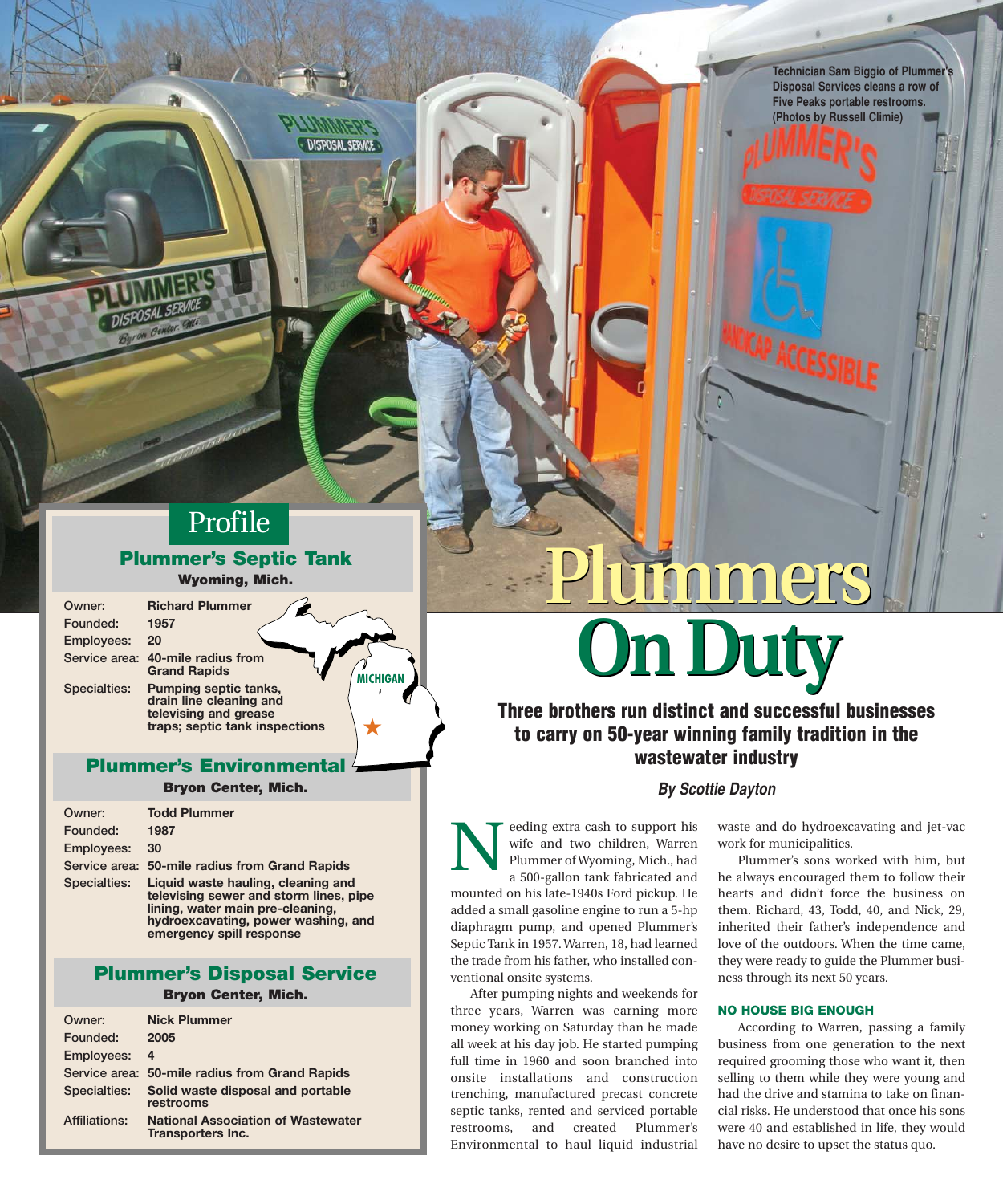# Plummers On Duty

**Three brothers run distinct and successful businesses to carry on 50-year winning family tradition in the wastewater industry**

***By Scottie Dayton***

Technician Sam Biggio of Plummer's Disposal Services cleans a row of Five Peaks portable restrooms. (Photos by Russell Climie)

## Profile

### Plummer's Septic Tank

**Wyoming, Mich.**

| | |
|---|---|
| Owner: | Richard Plummer |
| Founded: | 1957 |
| Employees: | 20 |
| Service area: | 40-mile radius from Grand Rapids |
| Specialties: | Pumping septic tanks, drain line cleaning and televising and grease traps; septic tank inspections |

### Plummer's Environmental

**Bryon Center, Mich.**

| | |
|---|---|
| Owner: | Todd Plummer |
| Founded: | 1987 |
| Employees: | 30 |
| Service area: | 50-mile radius from Grand Rapids |
| Specialties: | Liquid waste hauling, cleaning and televising sewer and storm lines, pipe lining, water main pre-cleaning, hydroexcavating, power washing, and emergency spill response |

### Plummer's Disposal Service

**Bryon Center, Mich.**

| | |
|---|---|
| Owner: | Nick Plummer |
| Founded: | 2005 |
| Employees: | 4 |
| Service area: | 50-mile radius from Grand Rapids |
| Specialties: | Solid waste disposal and portable restrooms |
| Affiliations: | National Association of Wastewater Transporters Inc. |

Needing extra cash to support his wife and two children, Warren Plummer of Wyoming, Mich., had a 500-gallon tank fabricated and mounted on his late-1940s Ford pickup. He added a small gasoline engine to run a 5-hp diaphragm pump, and opened Plummer's Septic Tank in 1957. Warren, 18, had learned the trade from his father, who installed conventional onsite systems.

After pumping nights and weekends for three years, Warren was earning more money working on Saturday than he made all week at his day job. He started pumping full time in 1960 and soon branched into onsite installations and construction trenching, manufactured precast concrete septic tanks, rented and serviced portable restrooms, and created Plummer's Environmental to haul liquid industrial waste and do hydroexcavating and jet-vac work for municipalities.

Plummer's sons worked with him, but he always encouraged them to follow their hearts and didn't force the business on them. Richard, 43, Todd, 40, and Nick, 29, inherited their father's independence and love of the outdoors. When the time came, they were ready to guide the Plummer business through its next 50 years.

#### NO HOUSE BIG ENOUGH

According to Warren, passing a family business from one generation to the next required grooming those who want it, then selling to them while they were young and had the drive and stamina to take on financial risks. He understood that once his sons were 40 and established in life, they would have no desire to upset the status quo.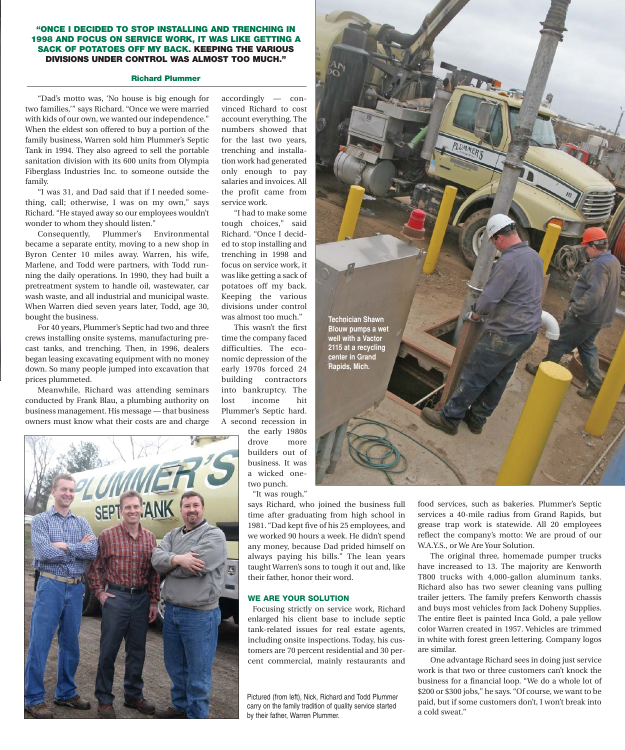**"ONCE I DECIDED TO STOP INSTALLING AND TRENCHING IN 1998 AND FOCUS ON SERVICE WORK, IT WAS LIKE GETTING A SACK OF POTATOES OFF MY BACK. KEEPING THE VARIOUS DIVISIONS UNDER CONTROL WAS ALMOST TOO MUCH."**

**Richard Plummer**

"Dad's motto was, 'No house is big enough for two families,'" says Richard. "Once we were married with kids of our own, we wanted our independence." When the eldest son offered to buy a portion of the family business, Warren sold him Plummer's Septic Tank in 1994. They also agreed to sell the portable sanitation division with its 600 units from Olympia Fiberglass Industries Inc. to someone outside the family.

"I was 31, and Dad said that if I needed something, call; otherwise, I was on my own," says Richard. "He stayed away so our employees wouldn't wonder to whom they should listen."

Consequently, Plummer's Environmental became a separate entity, moving to a new shop in Byron Center 10 miles away. Warren, his wife, Marlene, and Todd were partners, with Todd running the daily operations. In 1990, they had built a pretreatment system to handle oil, wastewater, car wash waste, and all industrial and municipal waste. When Warren died seven years later, Todd, age 30, bought the business.

For 40 years, Plummer's Septic had two and three crews installing onsite systems, manufacturing precast tanks, and trenching. Then, in 1996, dealers began leasing excavating equipment with no money down. So many people jumped into excavation that prices plummeted.

Meanwhile, Richard was attending seminars conducted by Frank Blau, a plumbing authority on business management. His message — that business owners must know what their costs are and charge accordingly — convinced Richard to cost account everything. The numbers showed that for the last two years, trenching and installation work had generated only enough to pay salaries and invoices. All the profit came from service work.

"I had to make some tough choices," said Richard. "Once I decided to stop installing and trenching in 1998 and focus on service work, it was like getting a sack of potatoes off my back. Keeping the various divisions under control was almost too much."

This wasn't the first time the company faced difficulties. The economic depression of the early 1970s forced 24 building contractors into bankruptcy. The lost income hit Plummer's Septic hard. A second recession in the early 1980s drove more builders out of business. It was a wicked one-two punch.

"It was rough," says Richard, who joined the business full time after graduating from high school in 1981. "Dad kept five of his 25 employees, and we worked 90 hours a week. He didn't spend any money, because Dad prided himself on always paying his bills." The lean years taught Warren's sons to tough it out and, like their father, honor their word.

Technician Shawn Blouw pumps a wet well with a Vactor 2115 at a recycling center in Grand Rapids, Mich.

Pictured (from left), Nick, Richard and Todd Plummer carry on the family tradition of quality service started by their father, Warren Plummer.

## WE ARE YOUR SOLUTION

Focusing strictly on service work, Richard enlarged his client base to include septic tank-related issues for real estate agents, including onsite inspections. Today, his customers are 70 percent residential and 30 percent commercial, mainly restaurants and food services, such as bakeries. Plummer's Septic services a 40-mile radius from Grand Rapids, but grease trap work is statewide. All 20 employees reflect the company's motto: We are proud of our W.A.Y.S., or We Are Your Solution.

The original three, homemade pumper trucks have increased to 13. The majority are Kenworth T800 trucks with 4,000-gallon aluminum tanks. Richard also has two sewer cleaning vans pulling trailer jetters. The family prefers Kenworth chassis and buys most vehicles from Jack Doheny Supplies. The entire fleet is painted Inca Gold, a pale yellow color Warren created in 1957. Vehicles are trimmed in white with forest green lettering. Company logos are similar.

One advantage Richard sees in doing just service work is that two or three customers can't knock the business for a financial loop. "We do a whole lot of $200 or $300 jobs," he says. "Of course, we want to be paid, but if some customers don't, I won't break into a cold sweat."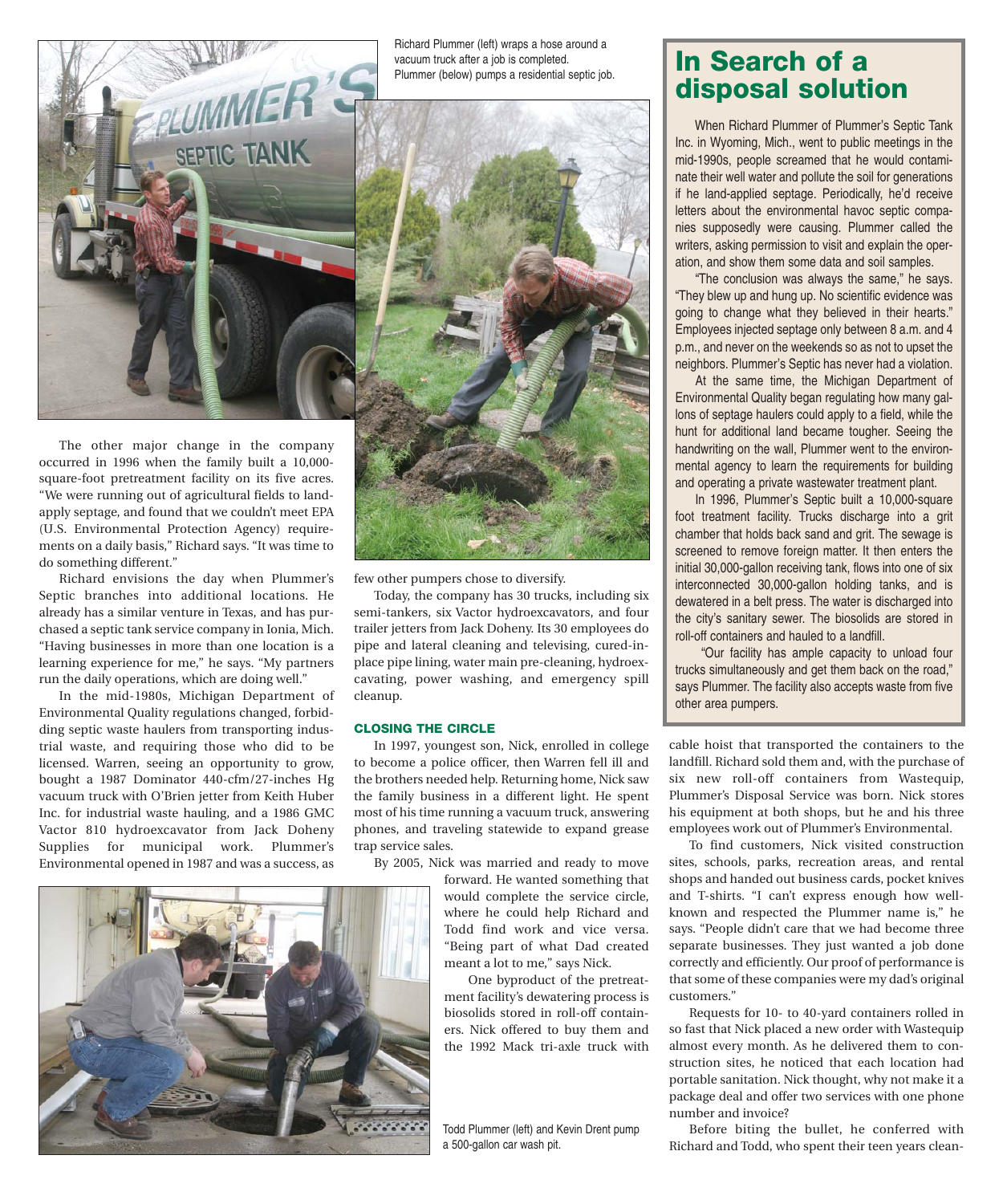Richard Plummer (left) wraps a hose around a vacuum truck after a job is completed. Plummer (below) pumps a residential septic job.

The other major change in the company occurred in 1996 when the family built a 10,000-square-foot pretreatment facility on its five acres. "We were running out of agricultural fields to land-apply septage, and found that we couldn't meet EPA (U.S. Environmental Protection Agency) requirements on a daily basis," Richard says. "It was time to do something different."

Richard envisions the day when Plummer's Septic branches into additional locations. He already has a similar venture in Texas, and has purchased a septic tank service company in Ionia, Mich. "Having businesses in more than one location is a learning experience for me," he says. "My partners run the daily operations, which are doing well."

In the mid-1980s, Michigan Department of Environmental Quality regulations changed, forbidding septic waste haulers from transporting industrial waste, and requiring those who did to be licensed. Warren, seeing an opportunity to grow, bought a 1987 Dominator 440-cfm/27-inches Hg vacuum truck with O'Brien jetter from Keith Huber Inc. for industrial waste hauling, and a 1986 GMC Vactor 810 hydroexcavator from Jack Doheny Supplies for municipal work. Plummer's Environmental opened in 1987 and was a success, as few other pumpers chose to diversify.

Today, the company has 30 trucks, including six semi-tankers, six Vactor hydroexcavators, and four trailer jetters from Jack Doheny. Its 30 employees do pipe and lateral cleaning and televising, cured-in-place pipe lining, water main pre-cleaning, hydroexcavating, power washing, and emergency spill cleanup.

### CLOSING THE CIRCLE

In 1997, youngest son, Nick, enrolled in college to become a police officer, then Warren fell ill and the brothers needed help. Returning home, Nick saw the family business in a different light. He spent most of his time running a vacuum truck, answering phones, and traveling statewide to expand grease trap service sales.

By 2005, Nick was married and ready to move forward. He wanted something that would complete the service circle, where he could help Richard and Todd find work and vice versa. "Being part of what Dad created meant a lot to me," says Nick.

One byproduct of the pretreatment facility's dewatering process is biosolids stored in roll-off containers. Nick offered to buy them and the 1992 Mack tri-axle truck with cable hoist that transported the containers to the landfill. Richard sold them and, with the purchase of six new roll-off containers from Wastequip, Plummer's Disposal Service was born. Nick stores his equipment at both shops, but he and his three employees work out of Plummer's Environmental.

To find customers, Nick visited construction sites, schools, parks, recreation areas, and rental shops and handed out business cards, pocket knives and T-shirts. "I can't express enough how well-known and respected the Plummer name is," he says. "People didn't care that we had become three separate businesses. They just wanted a job done correctly and efficiently. Our proof of performance is that some of these companies were my dad's original customers."

Requests for 10- to 40-yard containers rolled in so fast that Nick placed a new order with Wastequip almost every month. As he delivered them to construction sites, he noticed that each location had portable sanitation. Nick thought, why not make it a package deal and offer two services with one phone number and invoice?

Before biting the bullet, he conferred with Richard and Todd, who spent their teen years clean-

Todd Plummer (left) and Kevin Drent pump a 500-gallon car wash pit.

## In Search of a disposal solution

When Richard Plummer of Plummer's Septic Tank Inc. in Wyoming, Mich., went to public meetings in the mid-1990s, people screamed that he would contaminate their well water and pollute the soil for generations if he land-applied septage. Periodically, he'd receive letters about the environmental havoc septic companies supposedly were causing. Plummer called the writers, asking permission to visit and explain the operation, and show them some data and soil samples.

"The conclusion was always the same," he says. "They blew up and hung up. No scientific evidence was going to change what they believed in their hearts." Employees injected septage only between 8 a.m. and 4 p.m., and never on the weekends so as not to upset the neighbors. Plummer's Septic has never had a violation.

At the same time, the Michigan Department of Environmental Quality began regulating how many gallons of septage haulers could apply to a field, while the hunt for additional land became tougher. Seeing the handwriting on the wall, Plummer went to the environmental agency to learn the requirements for building and operating a private wastewater treatment plant.

In 1996, Plummer's Septic built a 10,000-square foot treatment facility. Trucks discharge into a grit chamber that holds back sand and grit. The sewage is screened to remove foreign matter. It then enters the initial 30,000-gallon receiving tank, flows into one of six interconnected 30,000-gallon holding tanks, and is dewatered in a belt press. The water is discharged into the city's sanitary sewer. The biosolids are stored in roll-off containers and hauled to a landfill.

"Our facility has ample capacity to unload four trucks simultaneously and get them back on the road," says Plummer. The facility also accepts waste from five other area pumpers.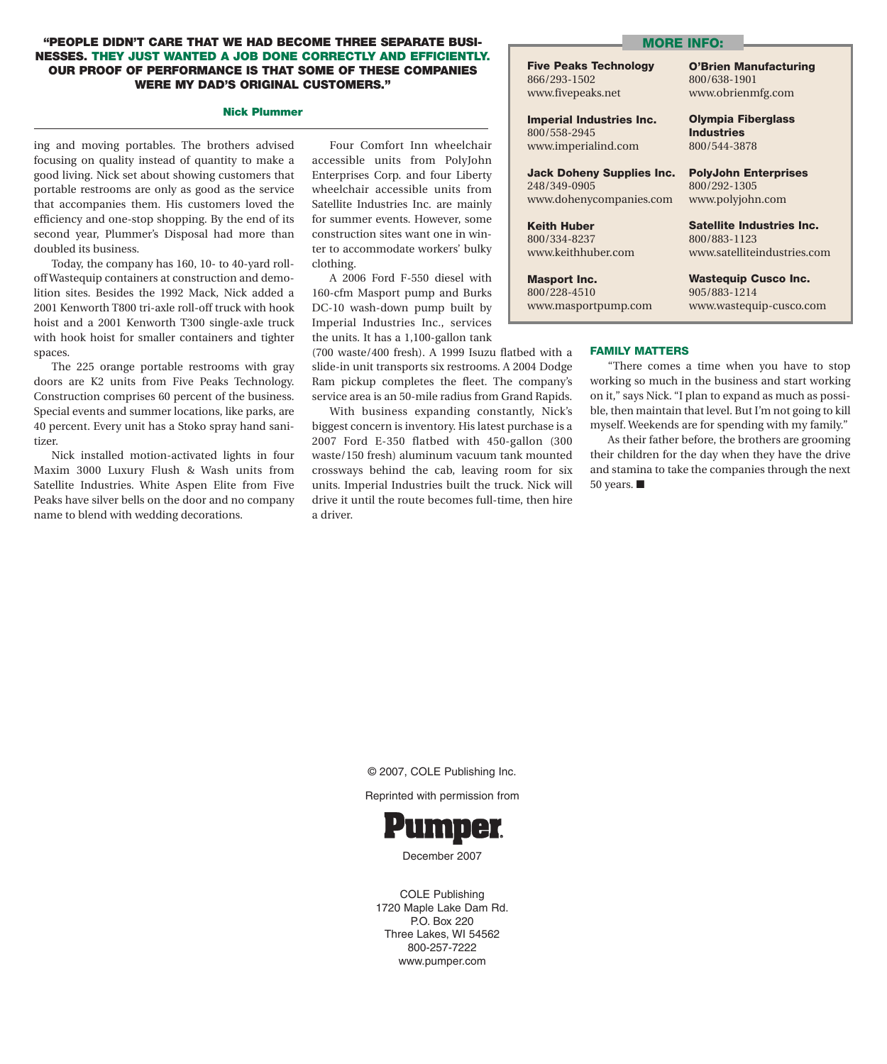**"PEOPLE DIDN'T CARE THAT WE HAD BECOME THREE SEPARATE BUSINESSES. THEY JUST WANTED A JOB DONE CORRECTLY AND EFFICIENTLY. OUR PROOF OF PERFORMANCE IS THAT SOME OF THESE COMPANIES WERE MY DAD'S ORIGINAL CUSTOMERS."**

**Nick Plummer**

ing and moving portables. The brothers advised focusing on quality instead of quantity to make a good living. Nick set about showing customers that portable restrooms are only as good as the service that accompanies them. His customers loved the efficiency and one-stop shopping. By the end of its second year, Plummer's Disposal had more than doubled its business.

Today, the company has 160, 10- to 40-yard roll-off Wastequip containers at construction and demolition sites. Besides the 1992 Mack, Nick added a 2001 Kenworth T800 tri-axle roll-off truck with hook hoist and a 2001 Kenworth T300 single-axle truck with hook hoist for smaller containers and tighter spaces.

The 225 orange portable restrooms with gray doors are K2 units from Five Peaks Technology. Construction comprises 60 percent of the business. Special events and summer locations, like parks, are 40 percent. Every unit has a Stoko spray hand sanitizer.

Nick installed motion-activated lights in four Maxim 3000 Luxury Flush & Wash units from Satellite Industries. White Aspen Elite from Five Peaks have silver bells on the door and no company name to blend with wedding decorations.

Four Comfort Inn wheelchair accessible units from PolyJohn Enterprises Corp. and four Liberty wheelchair accessible units from Satellite Industries Inc. are mainly for summer events. However, some construction sites want one in winter to accommodate workers' bulky clothing.

A 2006 Ford F-550 diesel with 160-cfm Masport pump and Burks DC-10 wash-down pump built by Imperial Industries Inc., services the units. It has a 1,100-gallon tank (700 waste/400 fresh). A 1999 Isuzu flatbed with a slide-in unit transports six restrooms. A 2004 Dodge Ram pickup completes the fleet. The company's service area is an 50-mile radius from Grand Rapids.

With business expanding constantly, Nick's biggest concern is inventory. His latest purchase is a 2007 Ford E-350 flatbed with 450-gallon (300 waste/150 fresh) aluminum vacuum tank mounted crossways behind the cab, leaving room for six units. Imperial Industries built the truck. Nick will drive it until the route becomes full-time, then hire a driver.

## MORE INFO:

**Five Peaks Technology**
866/293-1502
www.fivepeaks.net

**Imperial Industries Inc.**
800/558-2945
www.imperialind.com

**Jack Doheny Supplies Inc.**
248/349-0905
www.dohenycompanies.com

**Keith Huber**
800/334-8237
www.keithhuber.com

**Masport Inc.**
800/228-4510
www.masportpump.com

**O'Brien Manufacturing**
800/638-1901
www.obrienmfg.com

**Olympia Fiberglass Industries**
800/544-3878

**PolyJohn Enterprises**
800/292-1305
www.polyjohn.com

**Satellite Industries Inc.**
800/883-1123
www.satelliteindustries.com

**Wastequip Cusco Inc.**
905/883-1214
www.wastequip-cusco.com

### FAMILY MATTERS

"There comes a time when you have to stop working so much in the business and start working on it," says Nick. "I plan to expand as much as possible, then maintain that level. But I'm not going to kill myself. Weekends are for spending with my family."

As their father before, the brothers are grooming their children for the day when they have the drive and stamina to take the companies through the next 50 years. ■

© 2007, COLE Publishing Inc.

Reprinted with permission from

**Pumper**

December 2007

COLE Publishing
1720 Maple Lake Dam Rd.
P.O. Box 220
Three Lakes, WI 54562
800-257-7222
www.pumper.com